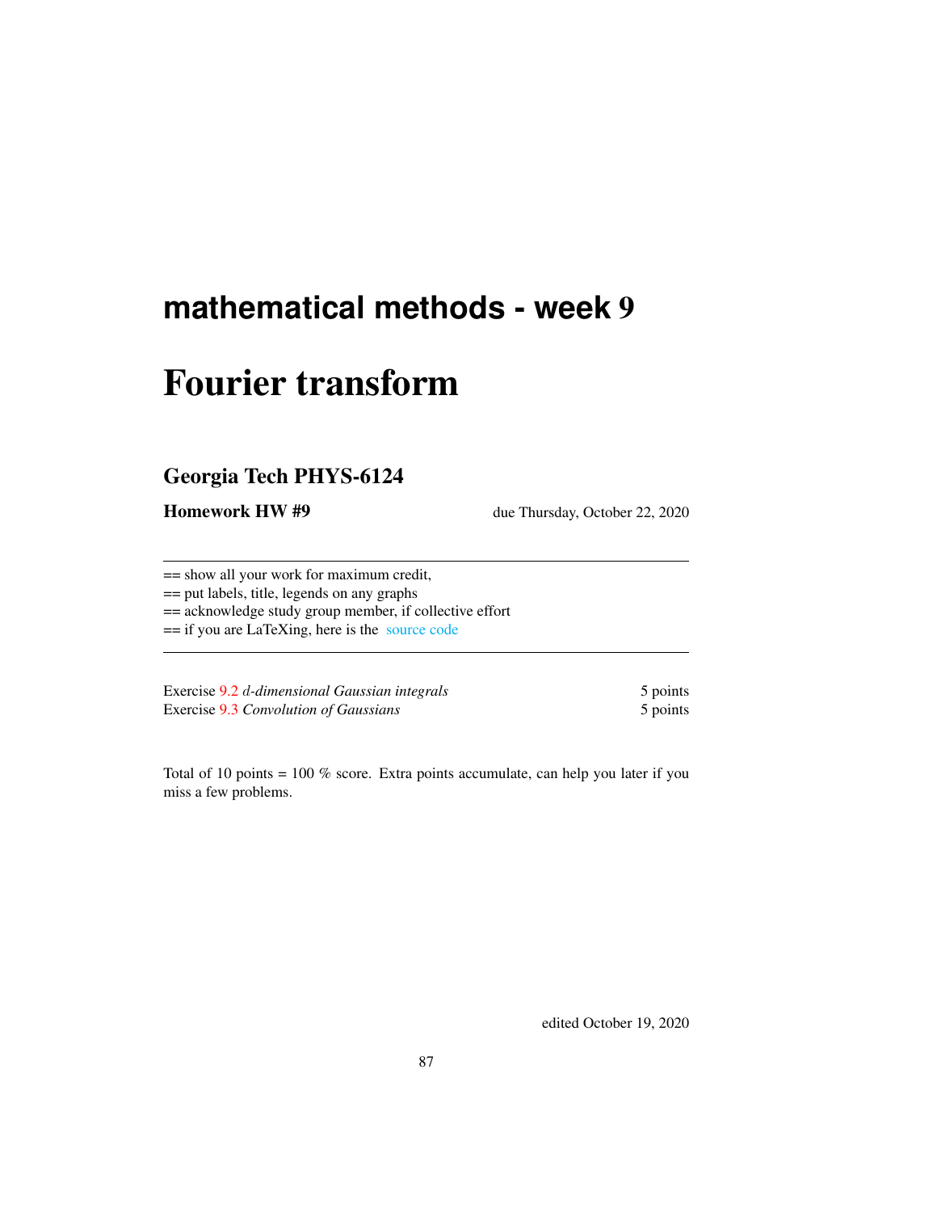# mathematical methods - week 9

# Fourier transform

## Georgia Tech PHYS-6124

**Homework HW #9** due Thursday, October 22, 2020

---

== show all your work for maximum credit,
== put labels, title, legends on any graphs
== acknowledge study group member, if collective effort
== if you are LaTeXing, here is the source code

---

Exercise 9.2 *$d$-dimensional Gaussian integrals* 5 points
Exercise 9.3 *Convolution of Gaussians* 5 points

Total of 10 points = 100 % score. Extra points accumulate, can help you later if you miss a few problems.

edited October 19, 2020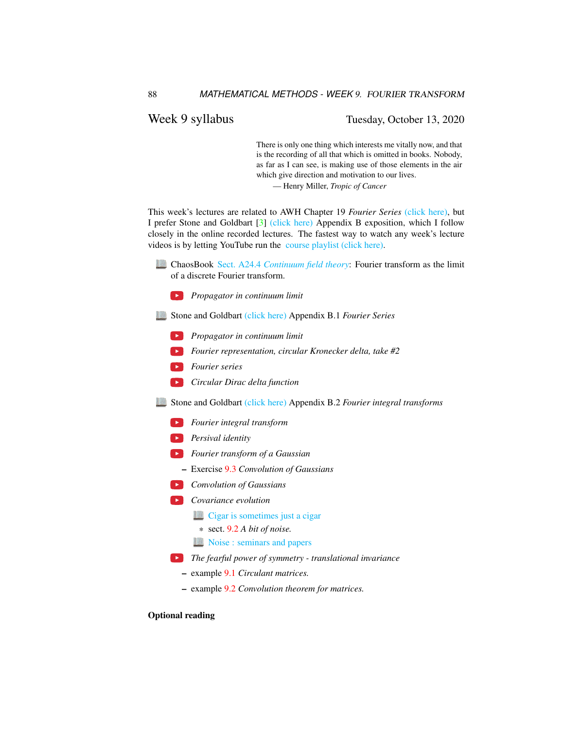## Week 9 syllabus

Tuesday, October 13, 2020

> There is only one thing which interests me vitally now, and that is the recording of all that which is omitted in books. Nobody, as far as I can see, is making use of those elements in the air which give direction and motivation to our lives.
>
> — Henry Miller, *Tropic of Cancer*

This week's lectures are related to AWH Chapter 19 *Fourier Series* (click here), but I prefer Stone and Goldbart [3] (click here) Appendix B exposition, which I follow closely in the online recorded lectures. The fastest way to watch any week's lecture videos is by letting YouTube run the course playlist (click here).

- ChaosBook Sect. A24.4 *Continuum field theory*: Fourier transform as the limit of a discrete Fourier transform.
  - *Propagator in continuum limit*
- Stone and Goldbart (click here) Appendix B.1 *Fourier Series*
  - *Propagator in continuum limit*
  - *Fourier representation, circular Kronecker delta, take #2*
  - *Fourier series*
  - *Circular Dirac delta function*
- Stone and Goldbart (click here) Appendix B.2 *Fourier integral transforms*
  - *Fourier integral transform*
  - *Persival identity*
  - *Fourier transform of a Gaussian*
    - Exercise 9.3 *Convolution of Gaussians*
  - *Convolution of Gaussians*
  - *Covariance evolution*
    - Cigar is sometimes just a cigar
      - sect. 9.2 *A bit of noise.*
    - Noise : seminars and papers
  - *The fearful power of symmetry - translational invariance*
    - example 9.1 *Circulant matrices.*
    - example 9.2 *Convolution theorem for matrices.*

**Optional reading**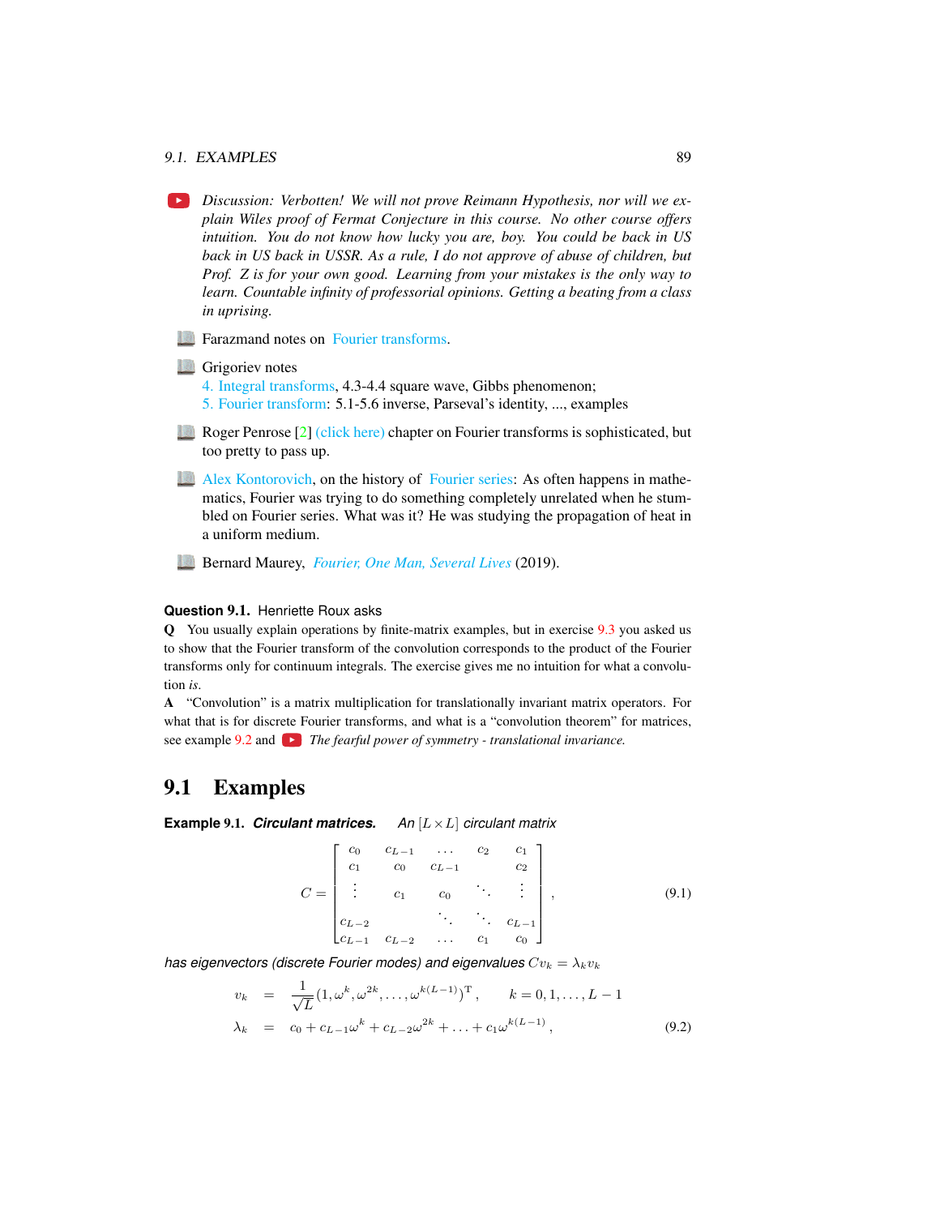*Discussion: Verbotten! We will not prove Reimann Hypothesis, nor will we explain Wiles proof of Fermat Conjecture in this course. No other course offers intuition. You do not know how lucky you are, boy. You could be back in US back in US back in USSR. As a rule, I do not approve of abuse of children, but Prof. Z is for your own good. Learning from your mistakes is the only way to learn. Countable infinity of professorial opinions. Getting a beating from a class in uprising.*

Farazmand notes on Fourier transforms.

Grigoriev notes
4. Integral transforms, 4.3-4.4 square wave, Gibbs phenomenon;
5. Fourier transform: 5.1-5.6 inverse, Parseval's identity, ..., examples

Roger Penrose [2] (click here) chapter on Fourier transforms is sophisticated, but too pretty to pass up.

Alex Kontorovich, on the history of Fourier series: As often happens in mathematics, Fourier was trying to do something completely unrelated when he stumbled on Fourier series. What was it? He was studying the propagation of heat in a uniform medium.

Bernard Maurey, *Fourier, One Man, Several Lives* (2019).

**Question 9.1.** Henriette Roux asks

**Q** You usually explain operations by finite-matrix examples, but in exercise 9.3 you asked us to show that the Fourier transform of the convolution corresponds to the product of the Fourier transforms only for continuum integrals. The exercise gives me no intuition for what a convolution *is*.

**A** "Convolution" is a matrix multiplication for translationally invariant matrix operators. For what that is for discrete Fourier transforms, and what is a "convolution theorem" for matrices, see example 9.2 and *The fearful power of symmetry - translational invariance.*

## 9.1 Examples

**Example 9.1.** ***Circulant matrices.*** *An $[L \times L]$ circulant matrix*

$$C = \begin{bmatrix} c_0 & c_{L-1} & \dots & c_2 & c_1 \\ c_1 & c_0 & c_{L-1} & & c_2 \\ \vdots & c_1 & c_0 & \ddots & \vdots \\ c_{L-2} & & \ddots & \ddots & c_{L-1} \\ c_{L-1} & c_{L-2} & \dots & c_1 & c_0 \end{bmatrix}, \tag{9.1}$$

*has eigenvectors (discrete Fourier modes) and eigenvalues $Cv_k = \lambda_k v_k$*

$$\begin{aligned} v_k &= \frac{1}{\sqrt{L}}(1, \omega^k, \omega^{2k}, \dots, \omega^{k(L-1)})^{\mathrm{T}}, \qquad k = 0, 1, \dots, L-1 \\ \lambda_k &= c_0 + c_{L-1}\omega^k + c_{L-2}\omega^{2k} + \dots + c_1\omega^{k(L-1)}, \end{aligned} \tag{9.2}$$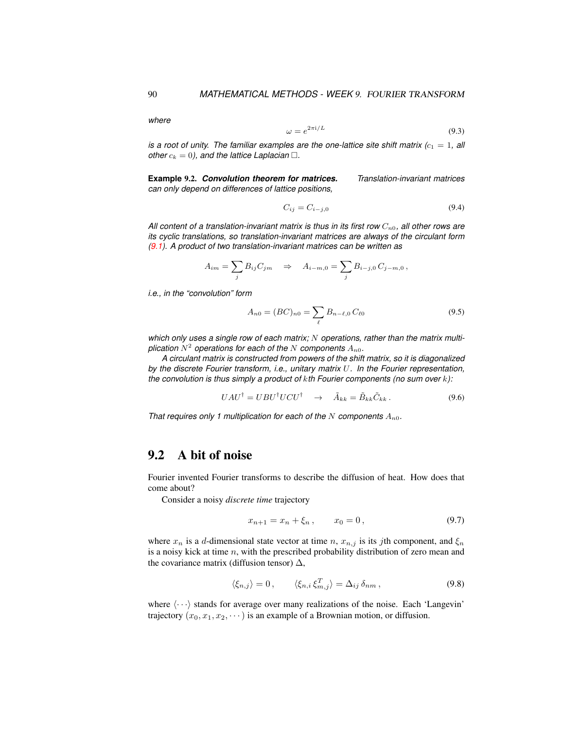*where*

$$\omega = e^{2\pi i/L} \tag{9.3}$$

*is a root of unity. The familiar examples are the one-lattice site shift matrix ($c_1 = 1$, all other $c_k = 0$), and the lattice Laplacian $\square$.*

**Example 9.2. *Convolution theorem for matrices.*** *Translation-invariant matrices can only depend on differences of lattice positions,*

$$C_{ij} = C_{i-j,0} \tag{9.4}$$

*All content of a translation-invariant matrix is thus in its first row $C_{n0}$, all other rows are its cyclic translations, so translation-invariant matrices are always of the circulant form (9.1). A product of two translation-invariant matrices can be written as*

$$A_{im} = \sum_j B_{ij} C_{jm} \quad \Rightarrow \quad A_{i-m,0} = \sum_j B_{i-j,0}\, C_{j-m,0}\,,$$

*i.e., in the "convolution" form*

$$A_{n0} = (BC)_{n0} = \sum_\ell B_{n-\ell,0}\, C_{\ell 0} \tag{9.5}$$

*which only uses a single row of each matrix; $N$ operations, rather than the matrix multiplication $N^2$ operations for each of the $N$ components $A_{n0}$.*

*A circulant matrix is constructed from powers of the shift matrix, so it is diagonalized by the discrete Fourier transform, i.e., unitary matrix $U$. In the Fourier representation, the convolution is thus simply a product of $k$th Fourier components (no sum over $k$):*

$$UAU^\dagger = UBU^\dagger UCU^\dagger \quad \to \quad \tilde{A}_{kk} = \tilde{B}_{kk} \tilde{C}_{kk}\,. \tag{9.6}$$

*That requires only 1 multiplication for each of the $N$ components $A_{n0}$.*

## 9.2 A bit of noise

Fourier invented Fourier transforms to describe the diffusion of heat. How does that come about?

Consider a noisy *discrete time* trajectory

$$x_{n+1} = x_n + \xi_n\,, \qquad x_0 = 0\,, \tag{9.7}$$

where $x_n$ is a $d$-dimensional state vector at time $n$, $x_{n,j}$ is its $j$th component, and $\xi_n$ is a noisy kick at time $n$, with the prescribed probability distribution of zero mean and the covariance matrix (diffusion tensor) $\Delta$,

$$\langle \xi_{n,j} \rangle = 0\,, \qquad \langle \xi_{n,i}\, \xi_{m,j}^T \rangle = \Delta_{ij}\, \delta_{nm}\,, \tag{9.8}$$

where $\langle \cdots \rangle$ stands for average over many realizations of the noise. Each 'Langevin' trajectory $(x_0, x_1, x_2, \cdots)$ is an example of a Brownian motion, or diffusion.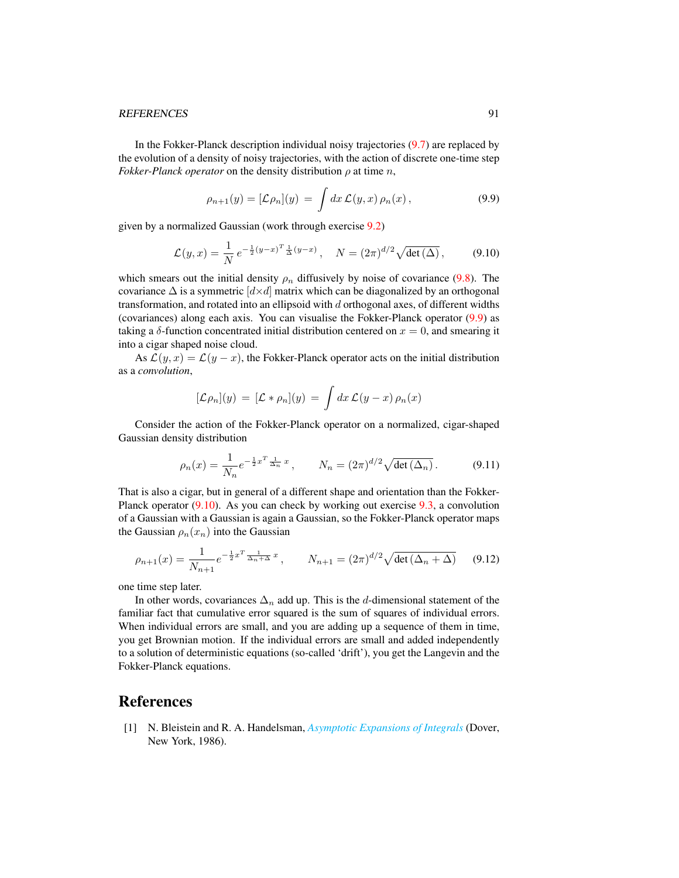In the Fokker-Planck description individual noisy trajectories (9.7) are replaced by the evolution of a density of noisy trajectories, with the action of discrete one-time step *Fokker-Planck operator* on the density distribution $\rho$ at time $n$,

$$\rho_{n+1}(y) = [\mathcal{L}\rho_n](y) = \int dx\, \mathcal{L}(y,x)\, \rho_n(x)\,, \tag{9.9}$$

given by a normalized Gaussian (work through exercise 9.2)

$$\mathcal{L}(y,x) = \frac{1}{N}\, e^{-\frac{1}{2}(y-x)^T \frac{1}{\Delta}(y-x)}\,, \quad N = (2\pi)^{d/2}\sqrt{\det(\Delta)}\,, \tag{9.10}$$

which smears out the initial density $\rho_n$ diffusively by noise of covariance (9.8). The covariance $\Delta$ is a symmetric $[d\times d]$ matrix which can be diagonalized by an orthogonal transformation, and rotated into an ellipsoid with $d$ orthogonal axes, of different widths (covariances) along each axis. You can visualise the Fokker-Planck operator (9.9) as taking a $\delta$-function concentrated initial distribution centered on $x = 0$, and smearing it into a cigar shaped noise cloud.

As $\mathcal{L}(y,x) = \mathcal{L}(y-x)$, the Fokker-Planck operator acts on the initial distribution as a *convolution*,

$$[\mathcal{L}\rho_n](y) = [\mathcal{L} * \rho_n](y) = \int dx\, \mathcal{L}(y-x)\, \rho_n(x)$$

Consider the action of the Fokker-Planck operator on a normalized, cigar-shaped Gaussian density distribution

$$\rho_n(x) = \frac{1}{N_n} e^{-\frac{1}{2}x^T \frac{1}{\Delta_n} x}\,, \qquad N_n = (2\pi)^{d/2}\sqrt{\det(\Delta_n)}\,. \tag{9.11}$$

That is also a cigar, but in general of a different shape and orientation than the Fokker-Planck operator (9.10). As you can check by working out exercise 9.3, a convolution of a Gaussian with a Gaussian is again a Gaussian, so the Fokker-Planck operator maps the Gaussian $\rho_n(x_n)$ into the Gaussian

$$\rho_{n+1}(x) = \frac{1}{N_{n+1}} e^{-\frac{1}{2}x^T \frac{1}{\Delta_n + \Delta} x}\,, \qquad N_{n+1} = (2\pi)^{d/2}\sqrt{\det(\Delta_n + \Delta)} \tag{9.12}$$

one time step later.

In other words, covariances $\Delta_n$ add up. This is the $d$-dimensional statement of the familiar fact that cumulative error squared is the sum of squares of individual errors. When individual errors are small, and you are adding up a sequence of them in time, you get Brownian motion. If the individual errors are small and added independently to a solution of deterministic equations (so-called 'drift'), you get the Langevin and the Fokker-Planck equations.

## References

[1] N. Bleistein and R. A. Handelsman, *Asymptotic Expansions of Integrals* (Dover, New York, 1986).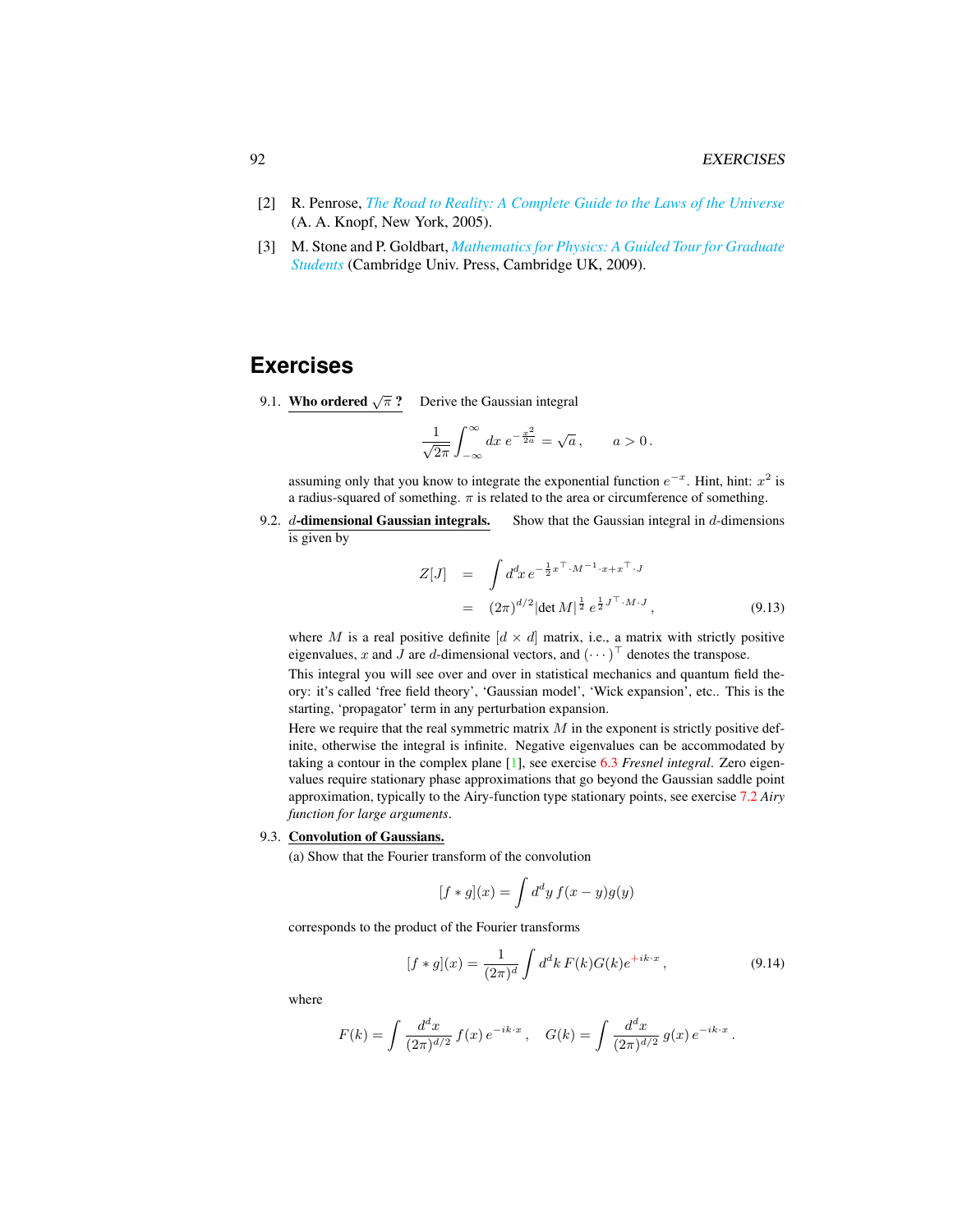[2] R. Penrose, *The Road to Reality: A Complete Guide to the Laws of the Universe* (A. A. Knopf, New York, 2005).

[3] M. Stone and P. Goldbart, *Mathematics for Physics: A Guided Tour for Graduate Students* (Cambridge Univ. Press, Cambridge UK, 2009).

## Exercises

9.1. **Who ordered $\sqrt{\pi}$ ?** Derive the Gaussian integral

$$\frac{1}{\sqrt{2\pi}}\int_{-\infty}^{\infty} dx\, e^{-\frac{x^2}{2a}} = \sqrt{a}\,, \qquad a > 0\,.$$

assuming only that you know to integrate the exponential function $e^{-x}$. Hint, hint: $x^2$ is a radius-squared of something. $\pi$ is related to the area or circumference of something.

9.2. **$d$-dimensional Gaussian integrals.** Show that the Gaussian integral in $d$-dimensions is given by

$$\begin{aligned} Z[J] &= \int d^d x\, e^{-\frac{1}{2}x^\top \cdot M^{-1}\cdot x + x^\top \cdot J} \\ &= (2\pi)^{d/2} |\det M|^{\frac{1}{2}}\, e^{\frac{1}{2}J^\top \cdot M \cdot J}\,, \end{aligned} \tag{9.13}$$

where $M$ is a real positive definite $[d \times d]$ matrix, i.e., a matrix with strictly positive eigenvalues, $x$ and $J$ are $d$-dimensional vectors, and $(\cdots)^\top$ denotes the transpose.

This integral you will see over and over in statistical mechanics and quantum field theory: it's called 'free field theory', 'Gaussian model', 'Wick expansion', etc.. This is the starting, 'propagator' term in any perturbation expansion.

Here we require that the real symmetric matrix $M$ in the exponent is strictly positive definite, otherwise the integral is infinite. Negative eigenvalues can be accommodated by taking a contour in the complex plane [1], see exercise 6.3 *Fresnel integral*. Zero eigenvalues require stationary phase approximations that go beyond the Gaussian saddle point approximation, typically to the Airy-function type stationary points, see exercise 7.2 *Airy function for large arguments*.

9.3. **Convolution of Gaussians.**

(a) Show that the Fourier transform of the convolution

$$[f * g](x) = \int d^d y\, f(x-y)g(y)$$

corresponds to the product of the Fourier transforms

$$[f * g](x) = \frac{1}{(2\pi)^d}\int d^d k\, F(k)G(k)e^{+ik\cdot x}\,, \tag{9.14}$$

where

$$F(k) = \int \frac{d^d x}{(2\pi)^{d/2}}\, f(x)\, e^{-ik\cdot x}\,, \quad G(k) = \int \frac{d^d x}{(2\pi)^{d/2}}\, g(x)\, e^{-ik\cdot x}\,.$$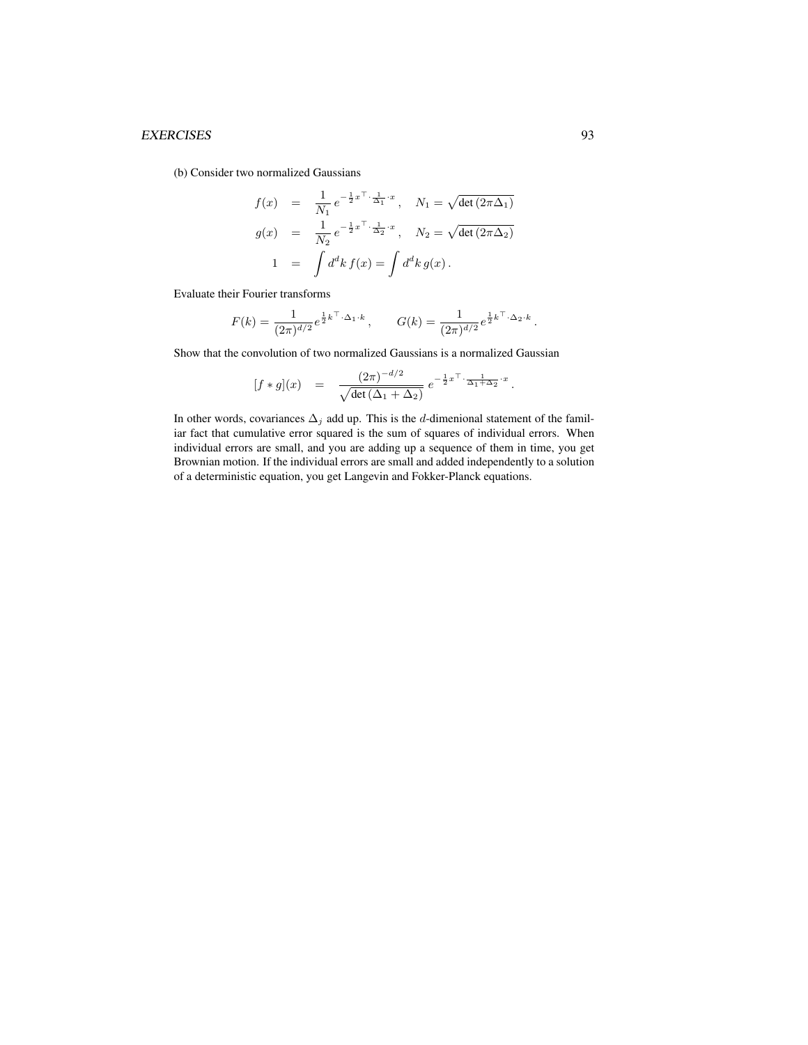(b) Consider two normalized Gaussians

$$
\begin{aligned}
f(x) &= \frac{1}{N_1}\, e^{-\frac{1}{2}x^\top \cdot \frac{1}{\Delta_1} \cdot x}, \quad N_1 = \sqrt{\det(2\pi\Delta_1)} \\
g(x) &= \frac{1}{N_2}\, e^{-\frac{1}{2}x^\top \cdot \frac{1}{\Delta_2} \cdot x}, \quad N_2 = \sqrt{\det(2\pi\Delta_2)} \\
1 &= \int d^d k\, f(x) = \int d^d k\, g(x)\,.
\end{aligned}
$$

Evaluate their Fourier transforms

$$
F(k) = \frac{1}{(2\pi)^{d/2}} e^{\frac{1}{2}k^\top \cdot \Delta_1 \cdot k}\,, \qquad G(k) = \frac{1}{(2\pi)^{d/2}} e^{\frac{1}{2}k^\top \cdot \Delta_2 \cdot k}\,.
$$

Show that the convolution of two normalized Gaussians is a normalized Gaussian

$$
[f * g](x) = \frac{(2\pi)^{-d/2}}{\sqrt{\det(\Delta_1 + \Delta_2)}}\, e^{-\frac{1}{2}x^\top \cdot \frac{1}{\Delta_1 + \Delta_2} \cdot x}\,.
$$

In other words, covariances $\Delta_j$ add up. This is the $d$-dimenional statement of the familiar fact that cumulative error squared is the sum of squares of individual errors. When individual errors are small, and you are adding up a sequence of them in time, you get Brownian motion. If the individual errors are small and added independently to a solution of a deterministic equation, you get Langevin and Fokker-Planck equations.